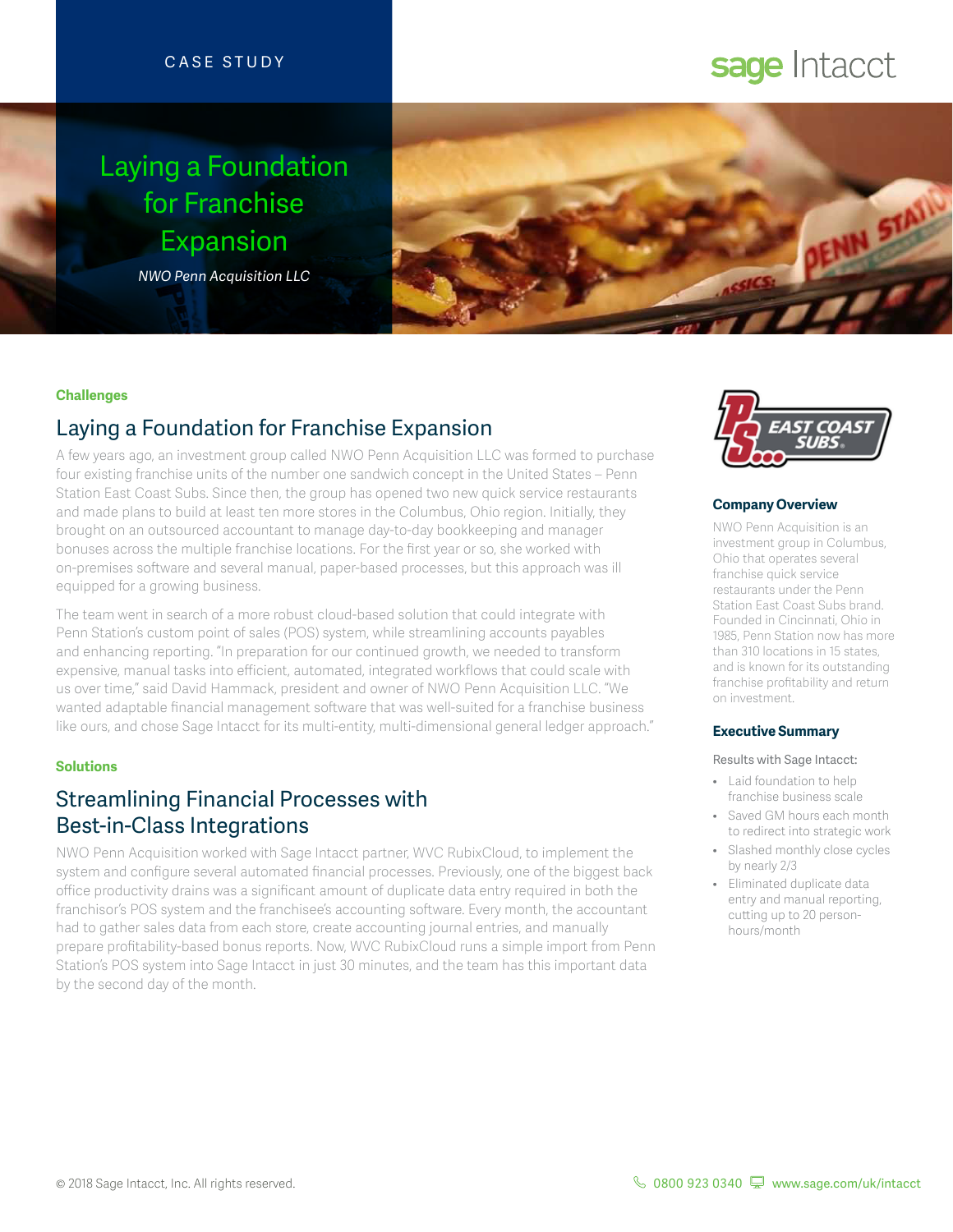CASE STUDY

# Laying a Foundation for Franchise Expansion

*NWO Penn Acquisition LLC*

**Challenges**

## Laying a Foundation for Franchise Expansion

A few years ago, an investment group called NWO Penn Acquisition LLC was formed to purchase four existing franchise units of the number one sandwich concept in the United States – Penn Station East Coast Subs. Since then, the group has opened two new quick service restaurants and made plans to build at least ten more stores in the Columbus, Ohio region. Initially, they brought on an outsourced accountant to manage day-to-day bookkeeping and manager bonuses across the multiple franchise locations. For the first year or so, she worked with on-premises software and several manual, paper-based processes, but this approach was ill equipped for a growing business.

The team went in search of a more robust cloud-based solution that could integrate with Penn Station's custom point of sales (POS) system, while streamlining accounts payables and enhancing reporting. "In preparation for our continued growth, we needed to transform expensive, manual tasks into efficient, automated, integrated workflows that could scale with us over time," said David Hammack, president and owner of NWO Penn Acquisition LLC. "We wanted adaptable financial management software that was well-suited for a franchise business like ours, and chose Sage Intacct for its multi-entity, multi-dimensional general ledger approach."

**Solutions**

## Streamlining Financial Processes with Best-in-Class Integrations

NWO Penn Acquisition worked with Sage Intacct partner, WVC RubixCloud, to implement the system and configure several automated financial processes. Previously, one of the biggest back office productivity drains was a significant amount of duplicate data entry required in both the franchisor's POS system and the franchisee's accounting software. Every month, the accountant had to gather sales data from each store, create accounting journal entries, and manually prepare profitability-based bonus reports. Now, WVC RubixCloud runs a simple import from Penn Station's POS system into Sage Intacct in just 30 minutes, and the team has this important data by the second day of the month.

### Company Overview

NWO Penn Acquisition is an investment group in Columbus, Ohio that operates several franchise quick service restaurants under the Penn Station East Coast Subs brand. Founded in Cincinnati, Ohio in 1985, Penn Station now has more than 310 locations in 15 states, and is known for its outstanding franchise profitability and return on investment.

### Executive Summary

Results with Sage Intacct:

- Laid foundation to help franchise business scale
- Saved GM hours each month to redirect into strategic work
- Slashed monthly close cycles by nearly 2/3
- Eliminated duplicate data entry and manual reporting, cutting up to 20 person-hours/month

© 2018 Sage Intacct, Inc. All rights reserved.

0800 923 0340 www.sage.com/uk/intacct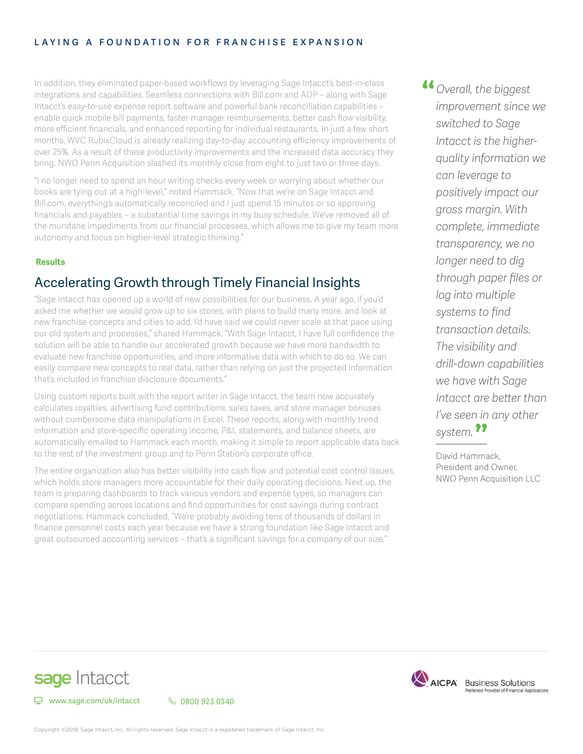In addition, they eliminated paper-based workflows by leveraging Sage Intacct's best-in-class integrations and capabilities. Seamless connections with Bill.com and ADP – along with Sage Intacct's easy-to-use expense report software and powerful bank reconciliation capabilities – enable quick mobile bill payments, faster manager reimbursements, better cash flow visibility, more efficient financials, and enhanced reporting for individual restaurants. In just a few short months, WVC RubixCloud is already realizing day-to-day accounting efficiency improvements of over 25%. As a result of these productivity improvements and the increased data accuracy they bring, NWO Penn Acquisition slashed its monthly close from eight to just two or three days.

"I no longer need to spend an hour writing checks every week or worrying about whether our books are tying out at a high-level," noted Hammack. "Now that we're on Sage Intacct and Bill.com, everything's automatically reconciled and I just spend 15 minutes or so approving financials and payables – a substantial time savings in my busy schedule. We've removed all of the mundane impediments from our financial processes, which allows me to give my team more autonomy and focus on higher-level strategic thinking."

**Results**

## Accelerating Growth through Timely Financial Insights

"Sage Intacct has opened up a world of new possibilities for our business. A year ago, if you'd asked me whether we would grow up to six stores, with plans to build many more, and look at new franchise concepts and cities to add, I'd have said we could never scale at that pace using our old system and processes," shared Hammack. "With Sage Intacct, I have full confidence the solution will be able to handle our accelerated growth because we have more bandwidth to evaluate new franchise opportunities, and more informative data with which to do so. We can easily compare new concepts to real data, rather than relying on just the projected information that's included in franchise disclosure documents."

Using custom reports built with the report writer in Sage Intacct, the team now accurately calculates royalties, advertising fund contributions, sales taxes, and store manager bonuses without cumbersome data manipulations in Excel. These reports, along with monthly trend information and store-specific operating income, P&L statements, and balance sheets, are automatically emailed to Hammack each month, making it simple to report applicable data back to the rest of the investment group and to Penn Station's corporate office.

The entire organization also has better visibility into cash flow and potential cost control issues, which holds store managers more accountable for their daily operating decisions. Next up, the team is preparing dashboards to track various vendors and expense types, so managers can compare spending across locations and find opportunities for cost savings during contract negotiations. Hammack concluded, "We're probably avoiding tens of thousands of dollars in finance personnel costs each year because we have a strong foundation like Sage Intacct and great outsourced accounting services – that's a significant savings for a company of our size."

> *"Overall, the biggest improvement since we switched to Sage Intacct is the higher-quality information we can leverage to positively impact our gross margin. With complete, immediate transparency, we no longer need to dig through paper files or log into multiple systems to find transaction details. The visibility and drill-down capabilities we have with Sage Intacct are better than I've seen in any other system."*
>
> David Hammack,
> President and Owner,
> NWO Penn Acquisition LLC

sage Intacct

www.sage.com/uk/intacct | 0800 923 0340

AICPA Business Solutions – Preferred Provider of Financial Applications

Copyright ©2018, Sage Intacct, Inc. All rights reserved. Sage Intacct is a registered trademark of Sage Intacct, Inc.